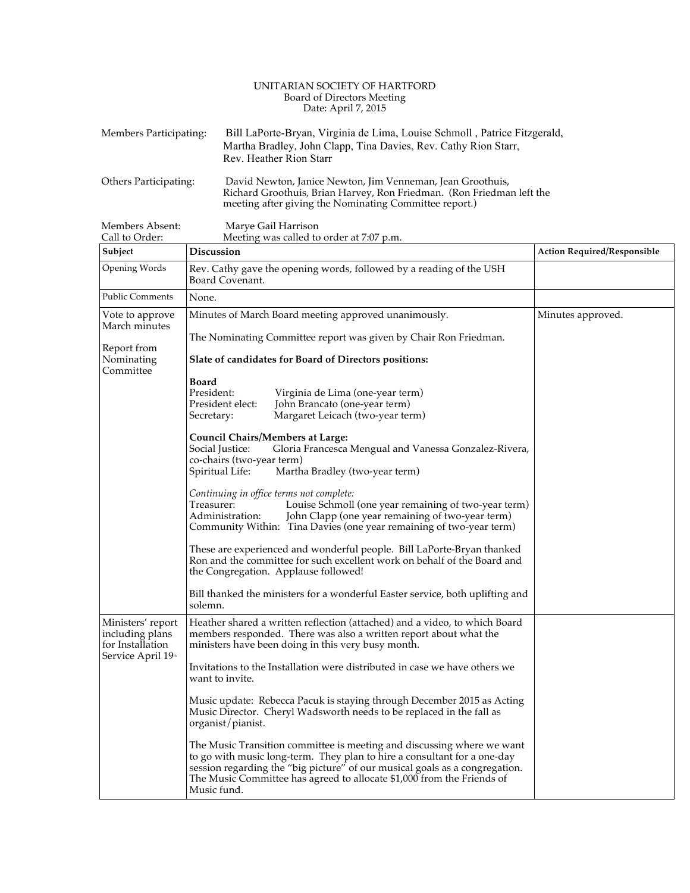UNITARIAN SOCIETY OF HARTFORD
Board of Directors Meeting
Date: April 7, 2015

Members Participating: Bill LaPorte-Bryan, Virginia de Lima, Louise Schmoll , Patrice Fitzgerald, Martha Bradley, John Clapp, Tina Davies, Rev. Cathy Rion Starr, Rev. Heather Rion Starr

Others Participating: David Newton, Janice Newton, Jim Venneman, Jean Groothuis, Richard Groothuis, Brian Harvey, Ron Friedman. (Ron Friedman left the meeting after giving the Nominating Committee report.)

Members Absent: Marye Gail Harrison
Call to Order: Meeting was called to order at 7:07 p.m.

| Subject | Discussion | Action Required/Responsible |
|---|---|---|
| Opening Words | Rev. Cathy gave the opening words, followed by a reading of the USH Board Covenant. | |
| Public Comments | None. | |
| Vote to approve March minutes<br><br>Report from Nominating Committee | Minutes of March Board meeting approved unanimously.<br><br>The Nominating Committee report was given by Chair Ron Friedman.<br><br>**Slate of candidates for Board of Directors positions:**<br><br>**Board**<br>President: Virginia de Lima (one-year term)<br>President elect: John Brancato (one-year term)<br>Secretary: Margaret Leicach (two-year term)<br><br>**Council Chairs/Members at Large:**<br>Social Justice: Gloria Francesca Mengual and Vanessa Gonzalez-Rivera, co-chairs (two-year term)<br>Spiritual Life: Martha Bradley (two-year term)<br><br>*Continuing in office terms not complete:*<br>Treasurer: Louise Schmoll (one year remaining of two-year term)<br>Administration: John Clapp (one year remaining of two-year term)<br>Community Within: Tina Davies (one year remaining of two-year term)<br><br>These are experienced and wonderful people. Bill LaPorte-Bryan thanked Ron and the committee for such excellent work on behalf of the Board and the Congregation. Applause followed!<br><br>Bill thanked the ministers for a wonderful Easter service, both uplifting and solemn. | Minutes approved. |
| Ministers' report including plans for Installation Service April 19th | Heather shared a written reflection (attached) and a video, to which Board members responded. There was also a written report about what the ministers have been doing in this very busy month.<br><br>Invitations to the Installation were distributed in case we have others we want to invite.<br><br>Music update: Rebecca Pacuk is staying through December 2015 as Acting Music Director. Cheryl Wadsworth needs to be replaced in the fall as organist/pianist.<br><br>The Music Transition committee is meeting and discussing where we want to go with music long-term. They plan to hire a consultant for a one-day session regarding the "big picture" of our musical goals as a congregation. The Music Committee has agreed to allocate $1,000 from the Friends of Music fund. | |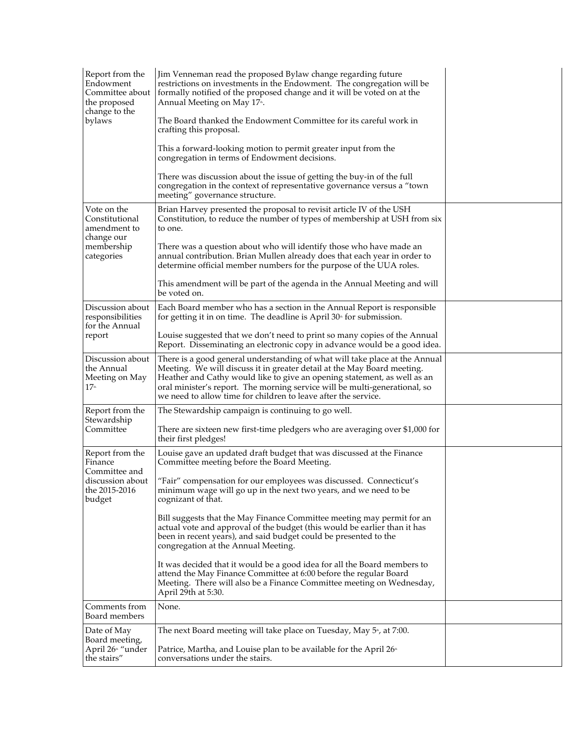| | | |
|---|---|---|
| Report from the Endowment Committee about the proposed change to the bylaws | Jim Venneman read the proposed Bylaw change regarding future restrictions on investments in the Endowment. The congregation will be formally notified of the proposed change and it will be voted on at the Annual Meeting on May 17th.<br><br>The Board thanked the Endowment Committee for its careful work in crafting this proposal.<br><br>This a forward-looking motion to permit greater input from the congregation in terms of Endowment decisions.<br><br>There was discussion about the issue of getting the buy-in of the full congregation in the context of representative governance versus a "town meeting" governance structure. | |
| Vote on the Constitutional amendment to change our membership categories | Brian Harvey presented the proposal to revisit article IV of the USH Constitution, to reduce the number of types of membership at USH from six to one.<br><br>There was a question about who will identify those who have made an annual contribution. Brian Mullen already does that each year in order to determine official member numbers for the purpose of the UUA roles.<br><br>This amendment will be part of the agenda in the Annual Meeting and will be voted on. | |
| Discussion about responsibilities for the Annual report | Each Board member who has a section in the Annual Report is responsible for getting it in on time. The deadline is April 30th for submission.<br><br>Louise suggested that we don't need to print so many copies of the Annual Report. Disseminating an electronic copy in advance would be a good idea. | |
| Discussion about the Annual Meeting on May 17th | There is a good general understanding of what will take place at the Annual Meeting. We will discuss it in greater detail at the May Board meeting. Heather and Cathy would like to give an opening statement, as well as an oral minister's report. The morning service will be multi-generational, so we need to allow time for children to leave after the service. | |
| Report from the Stewardship Committee | The Stewardship campaign is continuing to go well.<br><br>There are sixteen new first-time pledgers who are averaging over $1,000 for their first pledges! | |
| Report from the Finance Committee and discussion about the 2015-2016 budget | Louise gave an updated draft budget that was discussed at the Finance Committee meeting before the Board Meeting.<br><br>"Fair" compensation for our employees was discussed. Connecticut's minimum wage will go up in the next two years, and we need to be cognizant of that.<br><br>Bill suggests that the May Finance Committee meeting may permit for an actual vote and approval of the budget (this would be earlier than it has been in recent years), and said budget could be presented to the congregation at the Annual Meeting.<br><br>It was decided that it would be a good idea for all the Board members to attend the May Finance Committee at 6:00 before the regular Board Meeting. There will also be a Finance Committee meeting on Wednesday, April 29th at 5:30. | |
| Comments from Board members | None. | |
| Date of May Board meeting, April 26th "under the stairs" | The next Board meeting will take place on Tuesday, May 5th, at 7:00.<br><br>Patrice, Martha, and Louise plan to be available for the April 26th conversations under the stairs. | |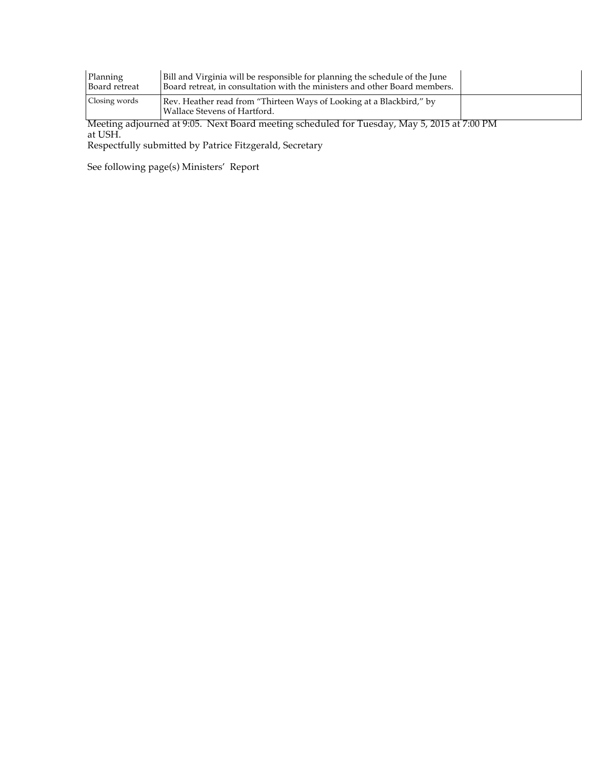| | | |
|---|---|---|
| Planning Board retreat | Bill and Virginia will be responsible for planning the schedule of the June Board retreat, in consultation with the ministers and other Board members. | |
| Closing words | Rev. Heather read from "Thirteen Ways of Looking at a Blackbird," by Wallace Stevens of Hartford. | |

Meeting adjourned at 9:05. Next Board meeting scheduled for Tuesday, May 5, 2015 at 7:00 PM at USH.

Respectfully submitted by Patrice Fitzgerald, Secretary

See following page(s) Ministers' Report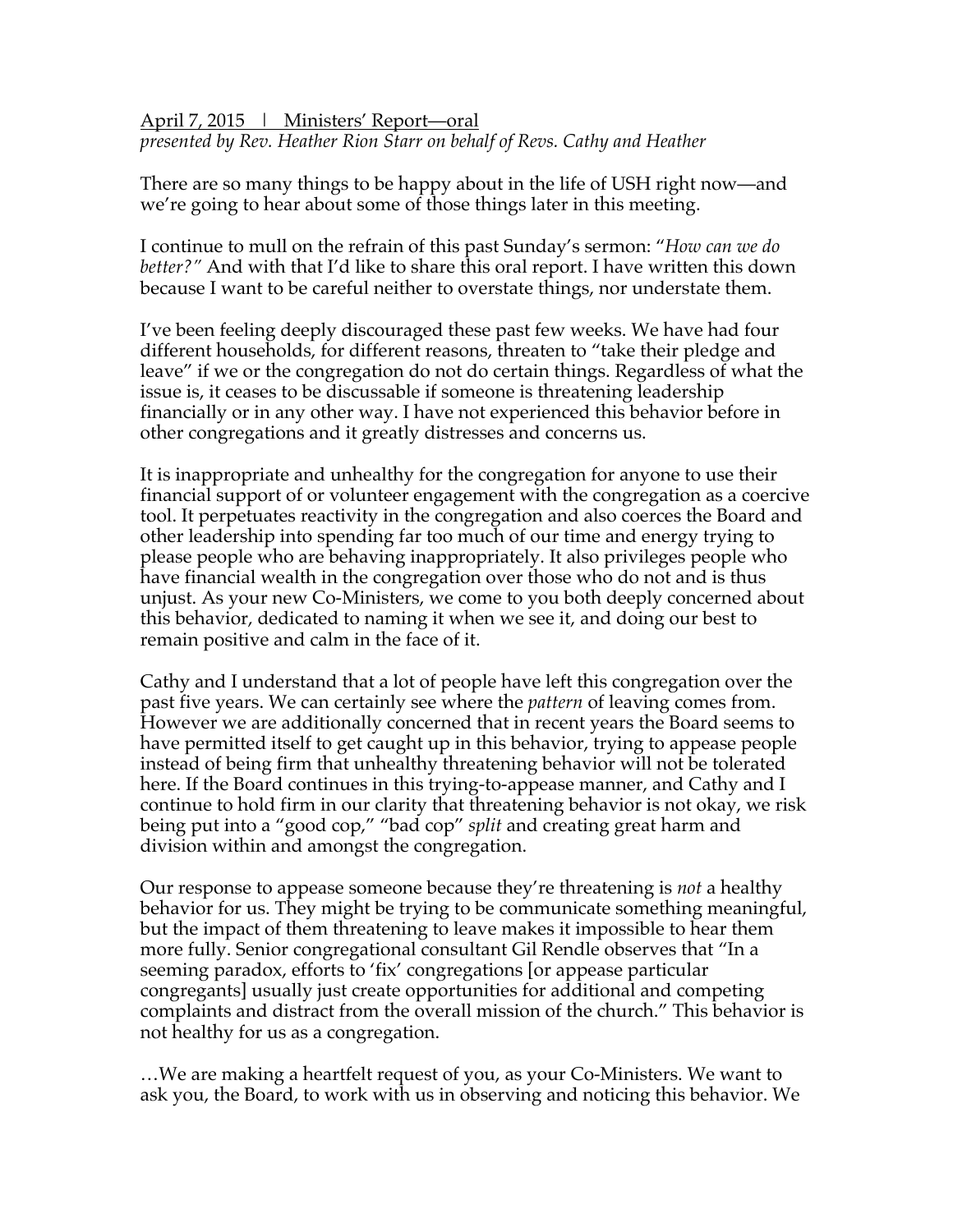April 7, 2015 | Ministers' Report—oral

*presented by Rev. Heather Rion Starr on behalf of Revs. Cathy and Heather*

There are so many things to be happy about in the life of USH right now—and we're going to hear about some of those things later in this meeting.

I continue to mull on the refrain of this past Sunday's sermon: "*How can we do better?"* And with that I'd like to share this oral report. I have written this down because I want to be careful neither to overstate things, nor understate them.

I've been feeling deeply discouraged these past few weeks. We have had four different households, for different reasons, threaten to "take their pledge and leave" if we or the congregation do not do certain things. Regardless of what the issue is, it ceases to be discussable if someone is threatening leadership financially or in any other way. I have not experienced this behavior before in other congregations and it greatly distresses and concerns us.

It is inappropriate and unhealthy for the congregation for anyone to use their financial support of or volunteer engagement with the congregation as a coercive tool. It perpetuates reactivity in the congregation and also coerces the Board and other leadership into spending far too much of our time and energy trying to please people who are behaving inappropriately. It also privileges people who have financial wealth in the congregation over those who do not and is thus unjust. As your new Co-Ministers, we come to you both deeply concerned about this behavior, dedicated to naming it when we see it, and doing our best to remain positive and calm in the face of it.

Cathy and I understand that a lot of people have left this congregation over the past five years. We can certainly see where the *pattern* of leaving comes from. However we are additionally concerned that in recent years the Board seems to have permitted itself to get caught up in this behavior, trying to appease people instead of being firm that unhealthy threatening behavior will not be tolerated here. If the Board continues in this trying-to-appease manner, and Cathy and I continue to hold firm in our clarity that threatening behavior is not okay, we risk being put into a "good cop," "bad cop" *split* and creating great harm and division within and amongst the congregation.

Our response to appease someone because they're threatening is *not* a healthy behavior for us. They might be trying to be communicate something meaningful, but the impact of them threatening to leave makes it impossible to hear them more fully. Senior congregational consultant Gil Rendle observes that "In a seeming paradox, efforts to 'fix' congregations [or appease particular congregants] usually just create opportunities for additional and competing complaints and distract from the overall mission of the church." This behavior is not healthy for us as a congregation.

…We are making a heartfelt request of you, as your Co-Ministers. We want to ask you, the Board, to work with us in observing and noticing this behavior. We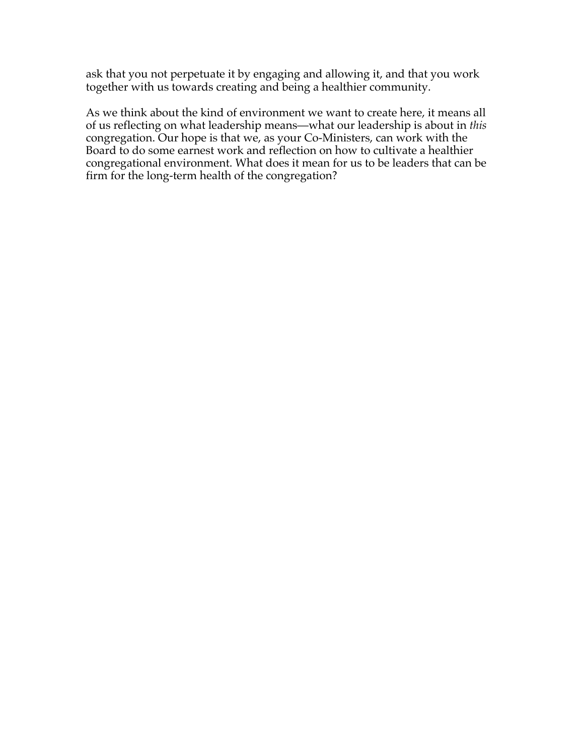ask that you not perpetuate it by engaging and allowing it, and that you work together with us towards creating and being a healthier community.

As we think about the kind of environment we want to create here, it means all of us reflecting on what leadership means—what our leadership is about in *this* congregation. Our hope is that we, as your Co-Ministers, can work with the Board to do some earnest work and reflection on how to cultivate a healthier congregational environment. What does it mean for us to be leaders that can be firm for the long-term health of the congregation?